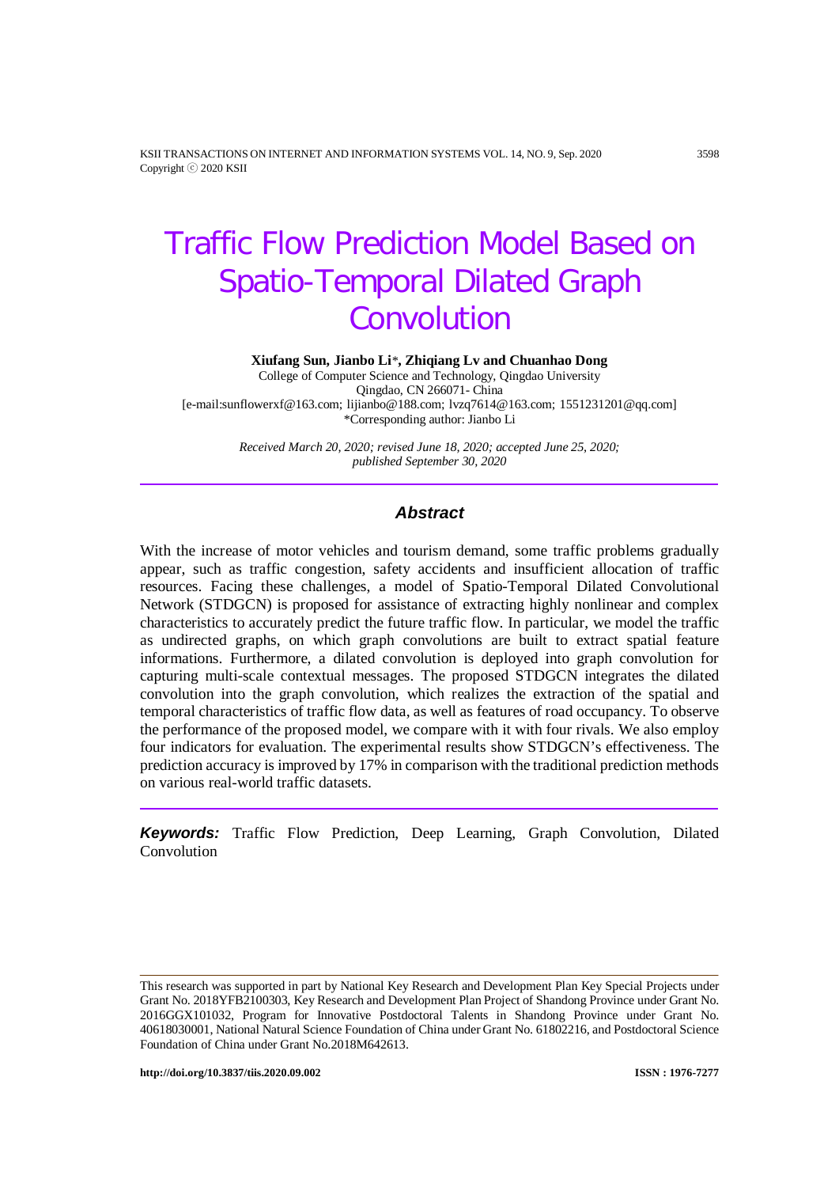# Traffic Flow Prediction Model Based on Spatio-Temporal Dilated Graph Convolution

**Xiufang Sun, Jianbo Li\*, Zhiqiang Lv and Chuanhao Dong**

College of Computer Science and Technology, Qingdao University
Qingdao, CN 266071- China
[e-mail:sunflowerxf@163.com; lijianbo@188.com; lvzq7614@163.com; 1551231201@qq.com]
\*Corresponding author: Jianbo Li

*Received March 20, 2020; revised June 18, 2020; accepted June 25, 2020; published September 30, 2020*

## Abstract

With the increase of motor vehicles and tourism demand, some traffic problems gradually appear, such as traffic congestion, safety accidents and insufficient allocation of traffic resources. Facing these challenges, a model of Spatio-Temporal Dilated Convolutional Network (STDGCN) is proposed for assistance of extracting highly nonlinear and complex characteristics to accurately predict the future traffic flow. In particular, we model the traffic as undirected graphs, on which graph convolutions are built to extract spatial feature informations. Furthermore, a dilated convolution is deployed into graph convolution for capturing multi-scale contextual messages. The proposed STDGCN integrates the dilated convolution into the graph convolution, which realizes the extraction of the spatial and temporal characteristics of traffic flow data, as well as features of road occupancy. To observe the performance of the proposed model, we compare with it with four rivals. We also employ four indicators for evaluation. The experimental results show STDGCN's effectiveness. The prediction accuracy is improved by 17% in comparison with the traditional prediction methods on various real-world traffic datasets.

***Keywords:*** Traffic Flow Prediction, Deep Learning, Graph Convolution, Dilated Convolution

---

This research was supported in part by National Key Research and Development Plan Key Special Projects under Grant No. 2018YFB2100303, Key Research and Development Plan Project of Shandong Province under Grant No. 2016GGX101032, Program for Innovative Postdoctoral Talents in Shandong Province under Grant No. 40618030001, National Natural Science Foundation of China under Grant No. 61802216, and Postdoctoral Science Foundation of China under Grant No.2018M642613.

**http://doi.org/10.3837/tiis.2020.09.002** **ISSN : 1976-7277**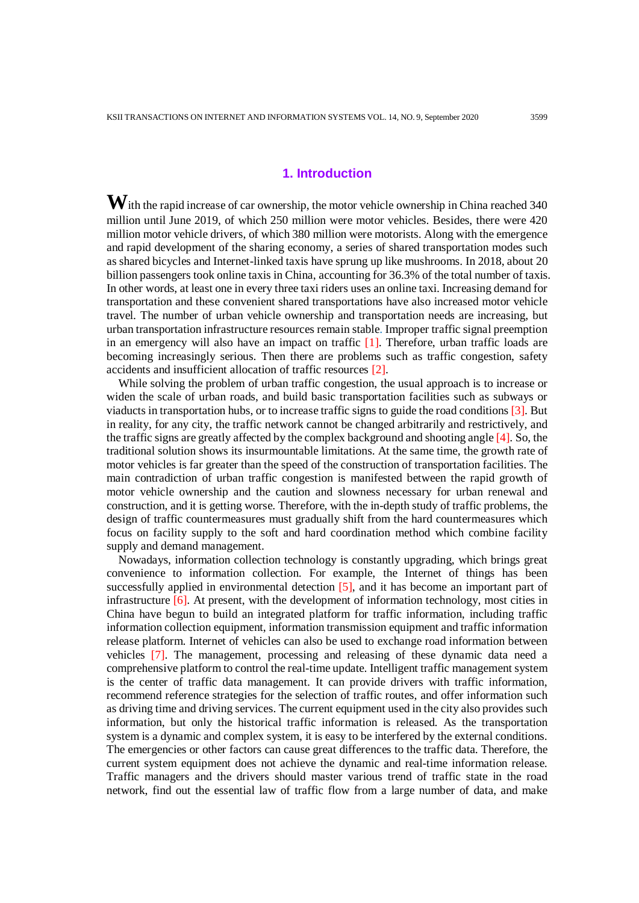## 1. Introduction

With the rapid increase of car ownership, the motor vehicle ownership in China reached 340 million until June 2019, of which 250 million were motor vehicles. Besides, there were 420 million motor vehicle drivers, of which 380 million were motorists. Along with the emergence and rapid development of the sharing economy, a series of shared transportation modes such as shared bicycles and Internet-linked taxis have sprung up like mushrooms. In 2018, about 20 billion passengers took online taxis in China, accounting for 36.3% of the total number of taxis. In other words, at least one in every three taxi riders uses an online taxi. Increasing demand for transportation and these convenient shared transportations have also increased motor vehicle travel. The number of urban vehicle ownership and transportation needs are increasing, but urban transportation infrastructure resources remain stable. Improper traffic signal preemption in an emergency will also have an impact on traffic [1]. Therefore, urban traffic loads are becoming increasingly serious. Then there are problems such as traffic congestion, safety accidents and insufficient allocation of traffic resources [2].

While solving the problem of urban traffic congestion, the usual approach is to increase or widen the scale of urban roads, and build basic transportation facilities such as subways or viaducts in transportation hubs, or to increase traffic signs to guide the road conditions [3]. But in reality, for any city, the traffic network cannot be changed arbitrarily and restrictively, and the traffic signs are greatly affected by the complex background and shooting angle [4]. So, the traditional solution shows its insurmountable limitations. At the same time, the growth rate of motor vehicles is far greater than the speed of the construction of transportation facilities. The main contradiction of urban traffic congestion is manifested between the rapid growth of motor vehicle ownership and the caution and slowness necessary for urban renewal and construction, and it is getting worse. Therefore, with the in-depth study of traffic problems, the design of traffic countermeasures must gradually shift from the hard countermeasures which focus on facility supply to the soft and hard coordination method which combine facility supply and demand management.

Nowadays, information collection technology is constantly upgrading, which brings great convenience to information collection. For example, the Internet of things has been successfully applied in environmental detection [5], and it has become an important part of infrastructure [6]. At present, with the development of information technology, most cities in China have begun to build an integrated platform for traffic information, including traffic information collection equipment, information transmission equipment and traffic information release platform. Internet of vehicles can also be used to exchange road information between vehicles [7]. The management, processing and releasing of these dynamic data need a comprehensive platform to control the real-time update. Intelligent traffic management system is the center of traffic data management. It can provide drivers with traffic information, recommend reference strategies for the selection of traffic routes, and offer information such as driving time and driving services. The current equipment used in the city also provides such information, but only the historical traffic information is released. As the transportation system is a dynamic and complex system, it is easy to be interfered by the external conditions. The emergencies or other factors can cause great differences to the traffic data. Therefore, the current system equipment does not achieve the dynamic and real-time information release. Traffic managers and the drivers should master various trend of traffic state in the road network, find out the essential law of traffic flow from a large number of data, and make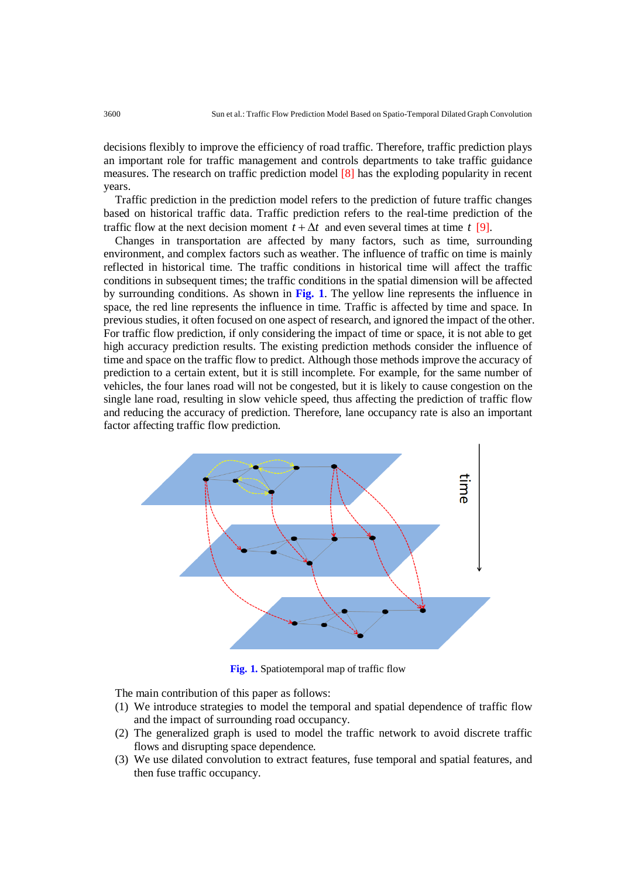decisions flexibly to improve the efficiency of road traffic. Therefore, traffic prediction plays an important role for traffic management and controls departments to take traffic guidance measures. The research on traffic prediction model [8] has the exploding popularity in recent years.

Traffic prediction in the prediction model refers to the prediction of future traffic changes based on historical traffic data. Traffic prediction refers to the real-time prediction of the traffic flow at the next decision moment $t+\Delta t$ and even several times at time $t$ [9].

Changes in transportation are affected by many factors, such as time, surrounding environment, and complex factors such as weather. The influence of traffic on time is mainly reflected in historical time. The traffic conditions in historical time will affect the traffic conditions in subsequent times; the traffic conditions in the spatial dimension will be affected by surrounding conditions. As shown in **Fig. 1**. The yellow line represents the influence in space, the red line represents the influence in time. Traffic is affected by time and space. In previous studies, it often focused on one aspect of research, and ignored the impact of the other. For traffic flow prediction, if only considering the impact of time or space, it is not able to get high accuracy prediction results. The existing prediction methods consider the influence of time and space on the traffic flow to predict. Although those methods improve the accuracy of prediction to a certain extent, but it is still incomplete. For example, for the same number of vehicles, the four lanes road will not be congested, but it is likely to cause congestion on the single lane road, resulting in slow vehicle speed, thus affecting the prediction of traffic flow and reducing the accuracy of prediction. Therefore, lane occupancy rate is also an important factor affecting traffic flow prediction.

**Fig. 1.** Spatiotemporal map of traffic flow

The main contribution of this paper as follows:

(1) We introduce strategies to model the temporal and spatial dependence of traffic flow and the impact of surrounding road occupancy.
(2) The generalized graph is used to model the traffic network to avoid discrete traffic flows and disrupting space dependence.
(3) We use dilated convolution to extract features, fuse temporal and spatial features, and then fuse traffic occupancy.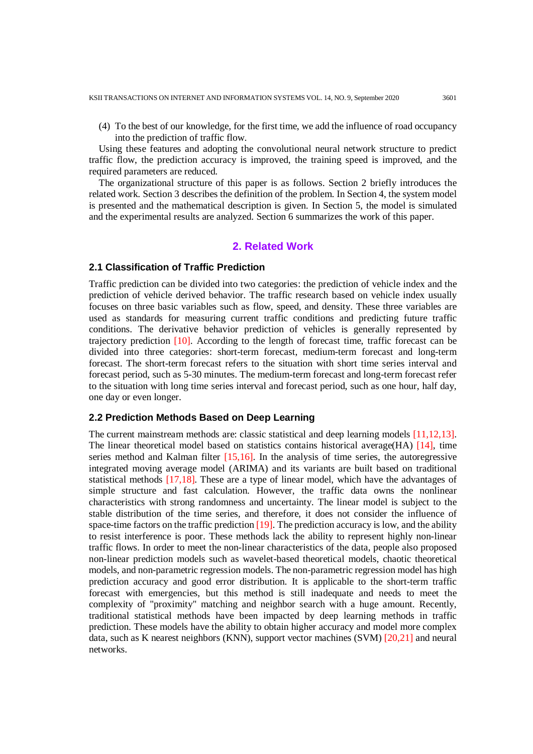(4) To the best of our knowledge, for the first time, we add the influence of road occupancy into the prediction of traffic flow.

Using these features and adopting the convolutional neural network structure to predict traffic flow, the prediction accuracy is improved, the training speed is improved, and the required parameters are reduced.

The organizational structure of this paper is as follows. Section 2 briefly introduces the related work. Section 3 describes the definition of the problem. In Section 4, the system model is presented and the mathematical description is given. In Section 5, the model is simulated and the experimental results are analyzed. Section 6 summarizes the work of this paper.

## 2. Related Work

### 2.1 Classification of Traffic Prediction

Traffic prediction can be divided into two categories: the prediction of vehicle index and the prediction of vehicle derived behavior. The traffic research based on vehicle index usually focuses on three basic variables such as flow, speed, and density. These three variables are used as standards for measuring current traffic conditions and predicting future traffic conditions. The derivative behavior prediction of vehicles is generally represented by trajectory prediction [10]. According to the length of forecast time, traffic forecast can be divided into three categories: short-term forecast, medium-term forecast and long-term forecast. The short-term forecast refers to the situation with short time series interval and forecast period, such as 5-30 minutes. The medium-term forecast and long-term forecast refer to the situation with long time series interval and forecast period, such as one hour, half day, one day or even longer.

### 2.2 Prediction Methods Based on Deep Learning

The current mainstream methods are: classic statistical and deep learning models [11,12,13]. The linear theoretical model based on statistics contains historical average(HA) [14], time series method and Kalman filter [15,16]. In the analysis of time series, the autoregressive integrated moving average model (ARIMA) and its variants are built based on traditional statistical methods [17,18]. These are a type of linear model, which have the advantages of simple structure and fast calculation. However, the traffic data owns the nonlinear characteristics with strong randomness and uncertainty. The linear model is subject to the stable distribution of the time series, and therefore, it does not consider the influence of space-time factors on the traffic prediction [19]. The prediction accuracy is low, and the ability to resist interference is poor. These methods lack the ability to represent highly non-linear traffic flows. In order to meet the non-linear characteristics of the data, people also proposed non-linear prediction models such as wavelet-based theoretical models, chaotic theoretical models, and non-parametric regression models. The non-parametric regression model has high prediction accuracy and good error distribution. It is applicable to the short-term traffic forecast with emergencies, but this method is still inadequate and needs to meet the complexity of "proximity" matching and neighbor search with a huge amount. Recently, traditional statistical methods have been impacted by deep learning methods in traffic prediction. These models have the ability to obtain higher accuracy and model more complex data, such as K nearest neighbors (KNN), support vector machines (SVM) [20,21] and neural networks.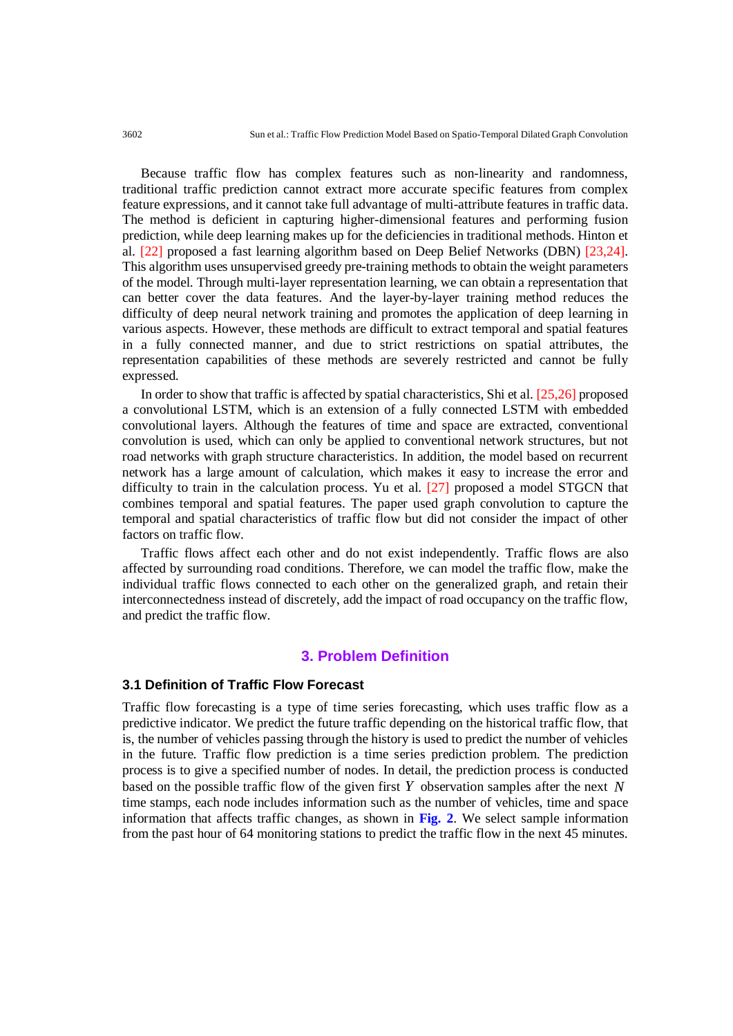Because traffic flow has complex features such as non-linearity and randomness, traditional traffic prediction cannot extract more accurate specific features from complex feature expressions, and it cannot take full advantage of multi-attribute features in traffic data. The method is deficient in capturing higher-dimensional features and performing fusion prediction, while deep learning makes up for the deficiencies in traditional methods. Hinton et al. [22] proposed a fast learning algorithm based on Deep Belief Networks (DBN) [23,24]. This algorithm uses unsupervised greedy pre-training methods to obtain the weight parameters of the model. Through multi-layer representation learning, we can obtain a representation that can better cover the data features. And the layer-by-layer training method reduces the difficulty of deep neural network training and promotes the application of deep learning in various aspects. However, these methods are difficult to extract temporal and spatial features in a fully connected manner, and due to strict restrictions on spatial attributes, the representation capabilities of these methods are severely restricted and cannot be fully expressed.

In order to show that traffic is affected by spatial characteristics, Shi et al. [25,26] proposed a convolutional LSTM, which is an extension of a fully connected LSTM with embedded convolutional layers. Although the features of time and space are extracted, conventional convolution is used, which can only be applied to conventional network structures, but not road networks with graph structure characteristics. In addition, the model based on recurrent network has a large amount of calculation, which makes it easy to increase the error and difficulty to train in the calculation process. Yu et al. [27] proposed a model STGCN that combines temporal and spatial features. The paper used graph convolution to capture the temporal and spatial characteristics of traffic flow but did not consider the impact of other factors on traffic flow.

Traffic flows affect each other and do not exist independently. Traffic flows are also affected by surrounding road conditions. Therefore, we can model the traffic flow, make the individual traffic flows connected to each other on the generalized graph, and retain their interconnectedness instead of discretely, add the impact of road occupancy on the traffic flow, and predict the traffic flow.

## 3. Problem Definition

### 3.1 Definition of Traffic Flow Forecast

Traffic flow forecasting is a type of time series forecasting, which uses traffic flow as a predictive indicator. We predict the future traffic depending on the historical traffic flow, that is, the number of vehicles passing through the history is used to predict the number of vehicles in the future. Traffic flow prediction is a time series prediction problem. The prediction process is to give a specified number of nodes. In detail, the prediction process is conducted based on the possible traffic flow of the given first $Y$ observation samples after the next $N$ time stamps, each node includes information such as the number of vehicles, time and space information that affects traffic changes, as shown in **Fig. 2**. We select sample information from the past hour of 64 monitoring stations to predict the traffic flow in the next 45 minutes.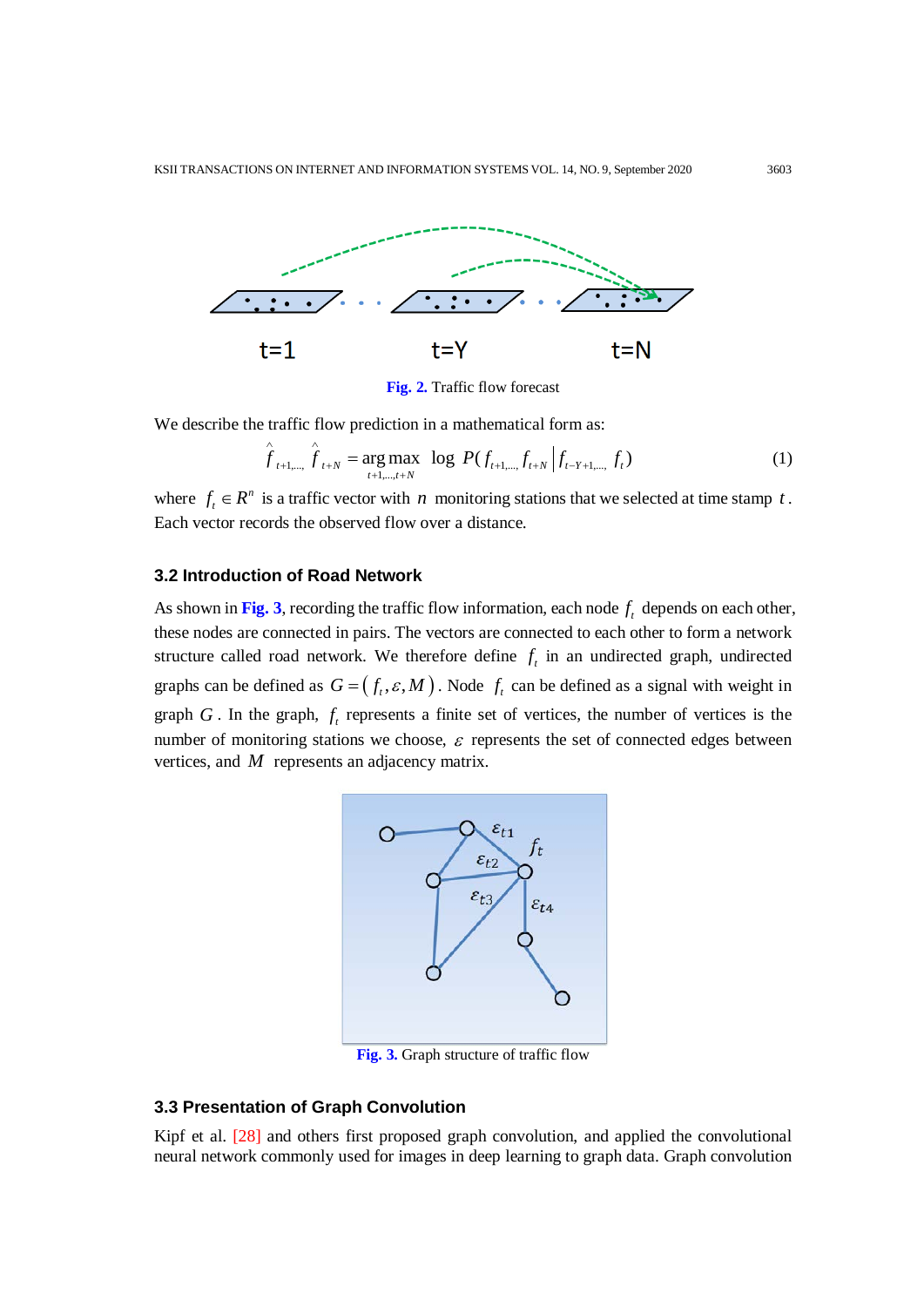Fig. 2. Traffic flow forecast

We describe the traffic flow prediction in a mathematical form as:

$$\hat{f}_{t+1,\dots,}\ \hat{f}_{t+N} = \underset{t+1,\dots,t+N}{\arg\max}\ \log\ P(f_{t+1,\dots,}\ f_{t+N} \mid f_{t-Y+1,\dots,}\ f_t) \tag{1}$$

where $f_t \in R^n$ is a traffic vector with $n$ monitoring stations that we selected at time stamp $t$. Each vector records the observed flow over a distance.

### 3.2 Introduction of Road Network

As shown in **Fig. 3**, recording the traffic flow information, each node $f_t$ depends on each other, these nodes are connected in pairs. The vectors are connected to each other to form a network structure called road network. We therefore define $f_t$ in an undirected graph, undirected graphs can be defined as $G = (f_t, \varepsilon, M)$. Node $f_t$ can be defined as a signal with weight in graph $G$. In the graph, $f_t$ represents a finite set of vertices, the number of vertices is the number of monitoring stations we choose, $\varepsilon$ represents the set of connected edges between vertices, and $M$ represents an adjacency matrix.

Fig. 3. Graph structure of traffic flow

### 3.3 Presentation of Graph Convolution

Kipf et al. [28] and others first proposed graph convolution, and applied the convolutional neural network commonly used for images in deep learning to graph data. Graph convolution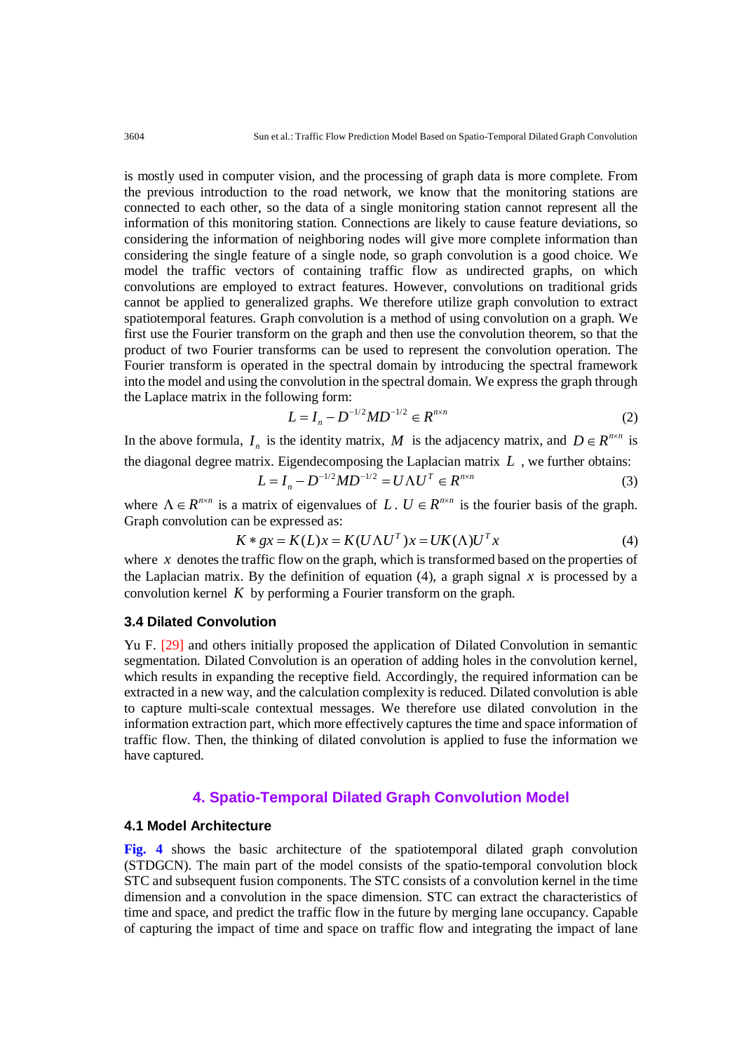is mostly used in computer vision, and the processing of graph data is more complete. From the previous introduction to the road network, we know that the monitoring stations are connected to each other, so the data of a single monitoring station cannot represent all the information of this monitoring station. Connections are likely to cause feature deviations, so considering the information of neighboring nodes will give more complete information than considering the single feature of a single node, so graph convolution is a good choice. We model the traffic vectors of containing traffic flow as undirected graphs, on which convolutions are employed to extract features. However, convolutions on traditional grids cannot be applied to generalized graphs. We therefore utilize graph convolution to extract spatiotemporal features. Graph convolution is a method of using convolution on a graph. We first use the Fourier transform on the graph and then use the convolution theorem, so that the product of two Fourier transforms can be used to represent the convolution operation. The Fourier transform is operated in the spectral domain by introducing the spectral framework into the model and using the convolution in the spectral domain. We express the graph through the Laplace matrix in the following form:

$$L = I_n - D^{-1/2} M D^{-1/2} \in R^{n \times n} \tag{2}$$

In the above formula, $I_n$ is the identity matrix, $M$ is the adjacency matrix, and $D \in R^{n \times n}$ is the diagonal degree matrix. Eigendecomposing the Laplacian matrix $L$, we further obtains:

$$L = I_n - D^{-1/2} M D^{-1/2} = U \Lambda U^T \in R^{n \times n} \tag{3}$$

where $\Lambda \in R^{n \times n}$ is a matrix of eigenvalues of $L$. $U \in R^{n \times n}$ is the fourier basis of the graph. Graph convolution can be expressed as:

$$K * gx = K(L)x = K(U \Lambda U^T)x = UK(\Lambda)U^T x \tag{4}$$

where $x$ denotes the traffic flow on the graph, which is transformed based on the properties of the Laplacian matrix. By the definition of equation (4), a graph signal $x$ is processed by a convolution kernel $K$ by performing a Fourier transform on the graph.

### 3.4 Dilated Convolution

Yu F. [29] and others initially proposed the application of Dilated Convolution in semantic segmentation. Dilated Convolution is an operation of adding holes in the convolution kernel, which results in expanding the receptive field. Accordingly, the required information can be extracted in a new way, and the calculation complexity is reduced. Dilated convolution is able to capture multi-scale contextual messages. We therefore use dilated convolution in the information extraction part, which more effectively captures the time and space information of traffic flow. Then, the thinking of dilated convolution is applied to fuse the information we have captured.

## 4. Spatio-Temporal Dilated Graph Convolution Model

### 4.1 Model Architecture

**Fig. 4** shows the basic architecture of the spatiotemporal dilated graph convolution (STDGCN). The main part of the model consists of the spatio-temporal convolution block STC and subsequent fusion components. The STC consists of a convolution kernel in the time dimension and a convolution in the space dimension. STC can extract the characteristics of time and space, and predict the traffic flow in the future by merging lane occupancy. Capable of capturing the impact of time and space on traffic flow and integrating the impact of lane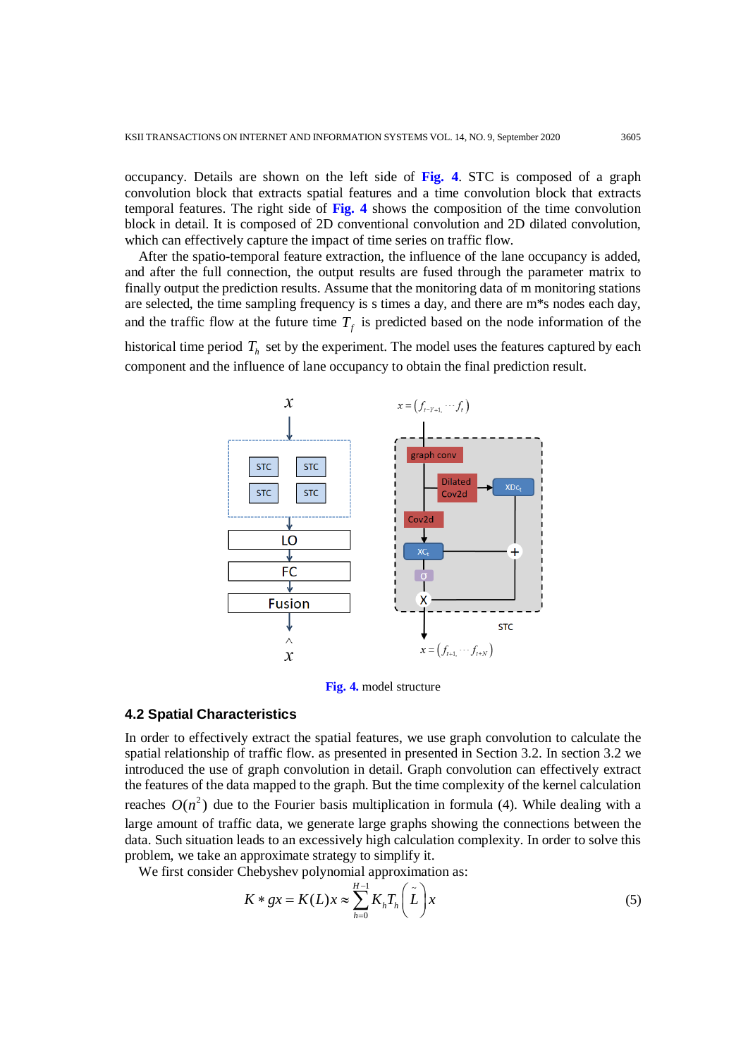occupancy. Details are shown on the left side of **Fig. 4**. STC is composed of a graph convolution block that extracts spatial features and a time convolution block that extracts temporal features. The right side of **Fig. 4** shows the composition of the time convolution block in detail. It is composed of 2D conventional convolution and 2D dilated convolution, which can effectively capture the impact of time series on traffic flow.

After the spatio-temporal feature extraction, the influence of the lane occupancy is added, and after the full connection, the output results are fused through the parameter matrix to finally output the prediction results. Assume that the monitoring data of m monitoring stations are selected, the time sampling frequency is s times a day, and there are m*s nodes each day, and the traffic flow at the future time $T_f$ is predicted based on the node information of the historical time period $T_h$ set by the experiment. The model uses the features captured by each component and the influence of lane occupancy to obtain the final prediction result.

**Fig. 4.** model structure

### 4.2 Spatial Characteristics

In order to effectively extract the spatial features, we use graph convolution to calculate the spatial relationship of traffic flow. as presented in presented in Section 3.2. In section 3.2 we introduced the use of graph convolution in detail. Graph convolution can effectively extract the features of the data mapped to the graph. But the time complexity of the kernel calculation reaches $O(n^2)$ due to the Fourier basis multiplication in formula (4). While dealing with a large amount of traffic data, we generate large graphs showing the connections between the data. Such situation leads to an excessively high calculation complexity. In order to solve this problem, we take an approximate strategy to simplify it.

We first consider Chebyshev polynomial approximation as:

$$K * gx = K(L)x \approx \sum_{h=0}^{H-1} K_h T_h \left( \tilde{L} \right) x \tag{5}$$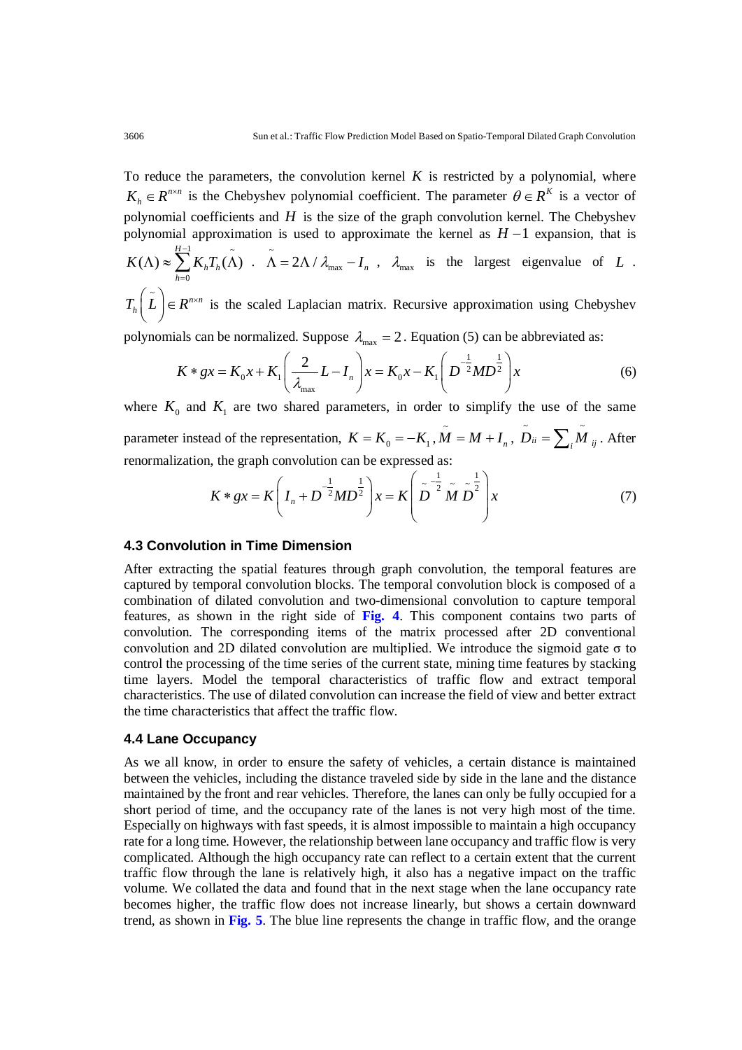To reduce the parameters, the convolution kernel $K$ is restricted by a polynomial, where $K_h \in R^{n \times n}$ is the Chebyshev polynomial coefficient. The parameter $\theta \in R^K$ is a vector of polynomial coefficients and $H$ is the size of the graph convolution kernel. The Chebyshev polynomial approximation is used to approximate the kernel as $H-1$ expansion, that is $K(\Lambda) \approx \sum_{h=0}^{H-1} K_h T_h(\tilde{\Lambda})$ . $\tilde{\Lambda} = 2\Lambda / \lambda_{\max} - I_n$ , $\lambda_{\max}$ is the largest eigenvalue of $L$ . $T_h\left(\tilde{L}\right) \in R^{n \times n}$ is the scaled Laplacian matrix. Recursive approximation using Chebyshev polynomials can be normalized. Suppose $\lambda_{\max} = 2$. Equation (5) can be abbreviated as:

$$K * gx = K_0 x + K_1 \left( \frac{2}{\lambda_{\max}} L - I_n \right) x = K_0 x - K_1 \left( D^{-\frac{1}{2}} M D^{\frac{1}{2}} \right) x \tag{6}$$

where $K_0$ and $K_1$ are two shared parameters, in order to simplify the use of the same parameter instead of the representation, $K = K_0 = -K_1$, $\tilde{M} = M + I_n$, $\tilde{D}_{ii} = \sum_i \tilde{M}_{ij}$. After renormalization, the graph convolution can be expressed as:

$$K * gx = K \left( I_n + D^{-\frac{1}{2}} M D^{\frac{1}{2}} \right) x = K \left( \tilde{D}^{-\frac{1}{2}} \tilde{M} \tilde{D}^{\frac{1}{2}} \right) x \tag{7}$$

### 4.3 Convolution in Time Dimension

After extracting the spatial features through graph convolution, the temporal features are captured by temporal convolution blocks. The temporal convolution block is composed of a combination of dilated convolution and two-dimensional convolution to capture temporal features, as shown in the right side of **Fig. 4**. This component contains two parts of convolution. The corresponding items of the matrix processed after 2D conventional convolution and 2D dilated convolution are multiplied. We introduce the sigmoid gate σ to control the processing of the time series of the current state, mining time features by stacking time layers. Model the temporal characteristics of traffic flow and extract temporal characteristics. The use of dilated convolution can increase the field of view and better extract the time characteristics that affect the traffic flow.

### 4.4 Lane Occupancy

As we all know, in order to ensure the safety of vehicles, a certain distance is maintained between the vehicles, including the distance traveled side by side in the lane and the distance maintained by the front and rear vehicles. Therefore, the lanes can only be fully occupied for a short period of time, and the occupancy rate of the lanes is not very high most of the time. Especially on highways with fast speeds, it is almost impossible to maintain a high occupancy rate for a long time. However, the relationship between lane occupancy and traffic flow is very complicated. Although the high occupancy rate can reflect to a certain extent that the current traffic flow through the lane is relatively high, it also has a negative impact on the traffic volume. We collated the data and found that in the next stage when the lane occupancy rate becomes higher, the traffic flow does not increase linearly, but shows a certain downward trend, as shown in **Fig. 5**. The blue line represents the change in traffic flow, and the orange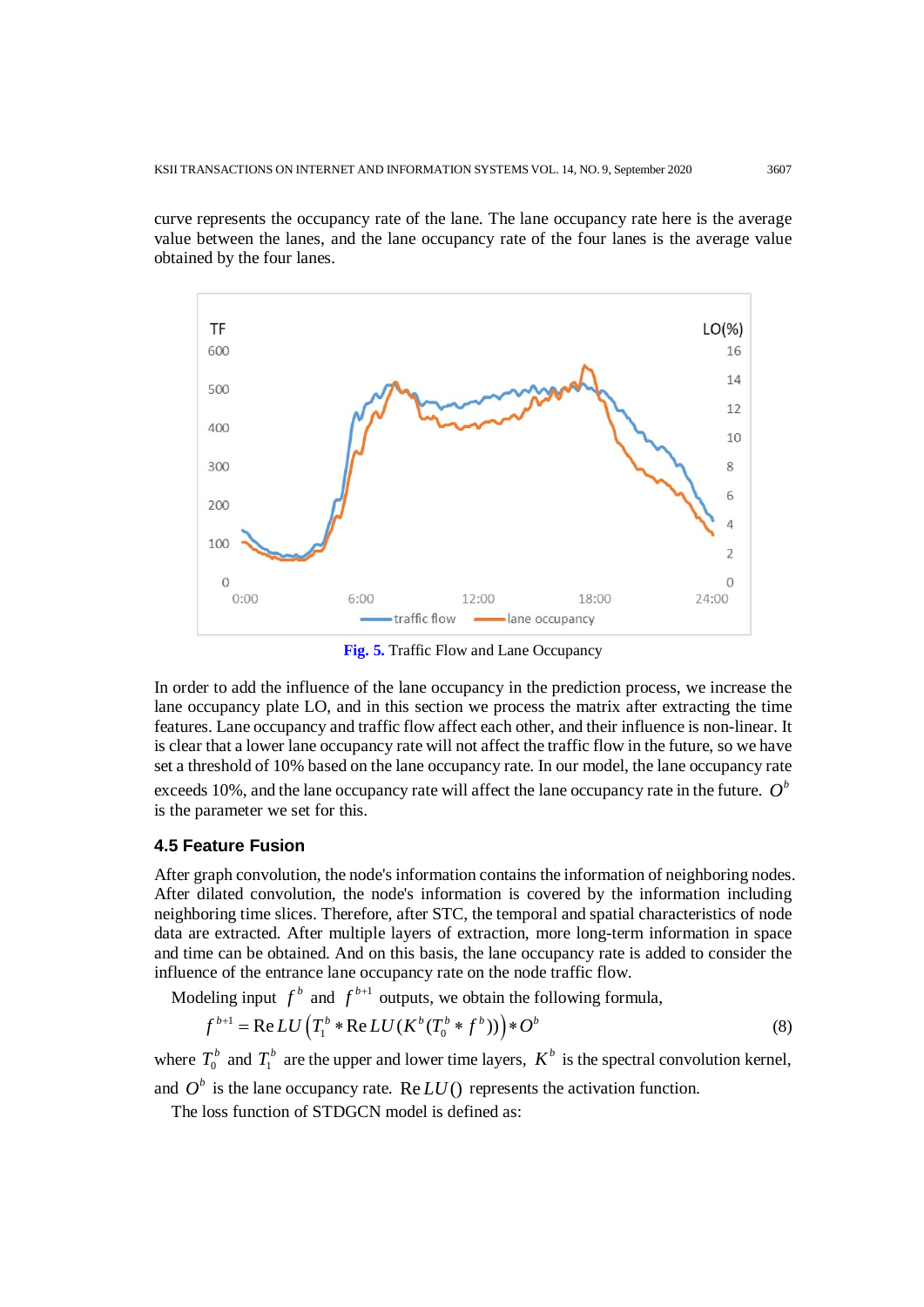curve represents the occupancy rate of the lane. The lane occupancy rate here is the average value between the lanes, and the lane occupancy rate of the four lanes is the average value obtained by the four lanes.

**Fig. 5.** Traffic Flow and Lane Occupancy

In order to add the influence of the lane occupancy in the prediction process, we increase the lane occupancy plate LO, and in this section we process the matrix after extracting the time features. Lane occupancy and traffic flow affect each other, and their influence is non-linear. It is clear that a lower lane occupancy rate will not affect the traffic flow in the future, so we have set a threshold of 10% based on the lane occupancy rate. In our model, the lane occupancy rate exceeds 10%, and the lane occupancy rate will affect the lane occupancy rate in the future. $O^b$ is the parameter we set for this.

### 4.5 Feature Fusion

After graph convolution, the node's information contains the information of neighboring nodes. After dilated convolution, the node's information is covered by the information including neighboring time slices. Therefore, after STC, the temporal and spatial characteristics of node data are extracted. After multiple layers of extraction, more long-term information in space and time can be obtained. And on this basis, the lane occupancy rate is added to consider the influence of the entrance lane occupancy rate on the node traffic flow.

Modeling input $f^b$ and $f^{b+1}$ outputs, we obtain the following formula,

$$f^{b+1} = \mathrm{Re}LU\left(T_1^b * \mathrm{Re}LU(K^b(T_0^b * f^b))\right) * O^b \tag{8}$$

where $T_0^b$ and $T_1^b$ are the upper and lower time layers, $K^b$ is the spectral convolution kernel, and $O^b$ is the lane occupancy rate. $\mathrm{Re}LU()$ represents the activation function.

The loss function of STDGCN model is defined as: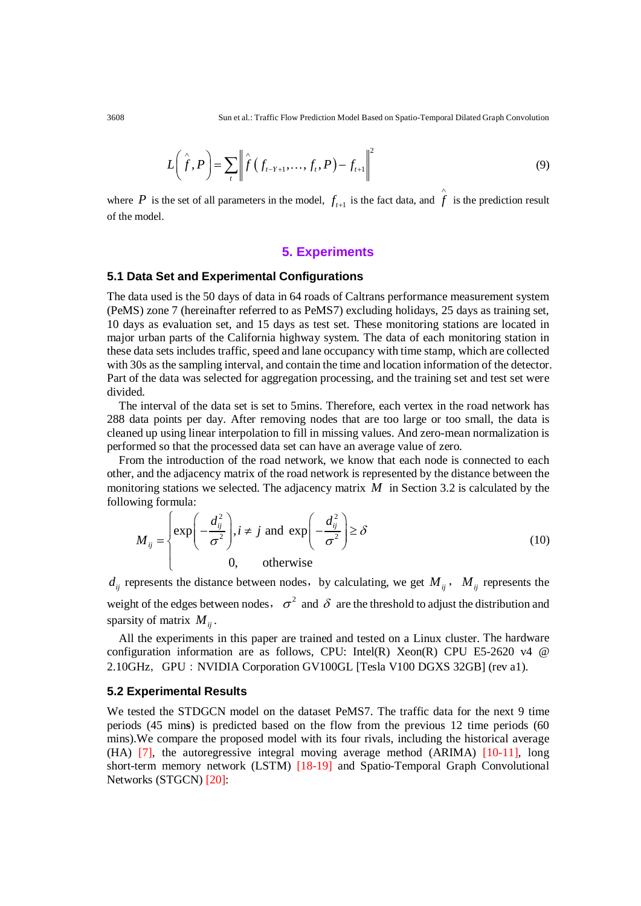$$L\left(\hat{f}, P\right) = \sum_{t} \left\| \hat{f}\left(f_{t-Y+1}, \ldots, f_t, P\right) - f_{t+1} \right\|^2 \tag{9}$$

where $P$ is the set of all parameters in the model, $f_{t+1}$ is the fact data, and $\hat{f}$ is the prediction result of the model.

# 5. Experiments

## 5.1 Data Set and Experimental Configurations

The data used is the 50 days of data in 64 roads of Caltrans performance measurement system (PeMS) zone 7 (hereinafter referred to as PeMS7) excluding holidays, 25 days as training set, 10 days as evaluation set, and 15 days as test set. These monitoring stations are located in major urban parts of the California highway system. The data of each monitoring station in these data sets includes traffic, speed and lane occupancy with time stamp, which are collected with 30s as the sampling interval, and contain the time and location information of the detector. Part of the data was selected for aggregation processing, and the training set and test set were divided.

The interval of the data set is set to 5mins. Therefore, each vertex in the road network has 288 data points per day. After removing nodes that are too large or too small, the data is cleaned up using linear interpolation to fill in missing values. And zero-mean normalization is performed so that the processed data set can have an average value of zero.

From the introduction of the road network, we know that each node is connected to each other, and the adjacency matrix of the road network is represented by the distance between the monitoring stations we selected. The adjacency matrix $M$ in Section 3.2 is calculated by the following formula:

$$M_{ij} = \begin{cases} \exp\left(-\dfrac{d_{ij}^2}{\sigma^2}\right), i \neq j \text{ and } \exp\left(-\dfrac{d_{ij}^2}{\sigma^2}\right) \geq \delta \\ 0, \quad \text{otherwise} \end{cases} \tag{10}$$

$d_{ij}$ represents the distance between nodes， by calculating, we get $M_{ij}$， $M_{ij}$ represents the weight of the edges between nodes， $\sigma^2$ and $\delta$ are the threshold to adjust the distribution and sparsity of matrix $M_{ij}$.

All the experiments in this paper are trained and tested on a Linux cluster. The hardware configuration information are as follows, CPU: Intel(R) Xeon(R) CPU E5-2620 v4 @ 2.10GHz， GPU：NVIDIA Corporation GV100GL [Tesla V100 DGXS 32GB] (rev a1).

## 5.2 Experimental Results

We tested the STDGCN model on the dataset PeMS7. The traffic data for the next 9 time periods (45 mins) is predicted based on the flow from the previous 12 time periods (60 mins).We compare the proposed model with its four rivals, including the historical average (HA) [7], the autoregressive integral moving average method (ARIMA) [10-11], long short-term memory network (LSTM) [18-19] and Spatio-Temporal Graph Convolutional Networks (STGCN) [20]: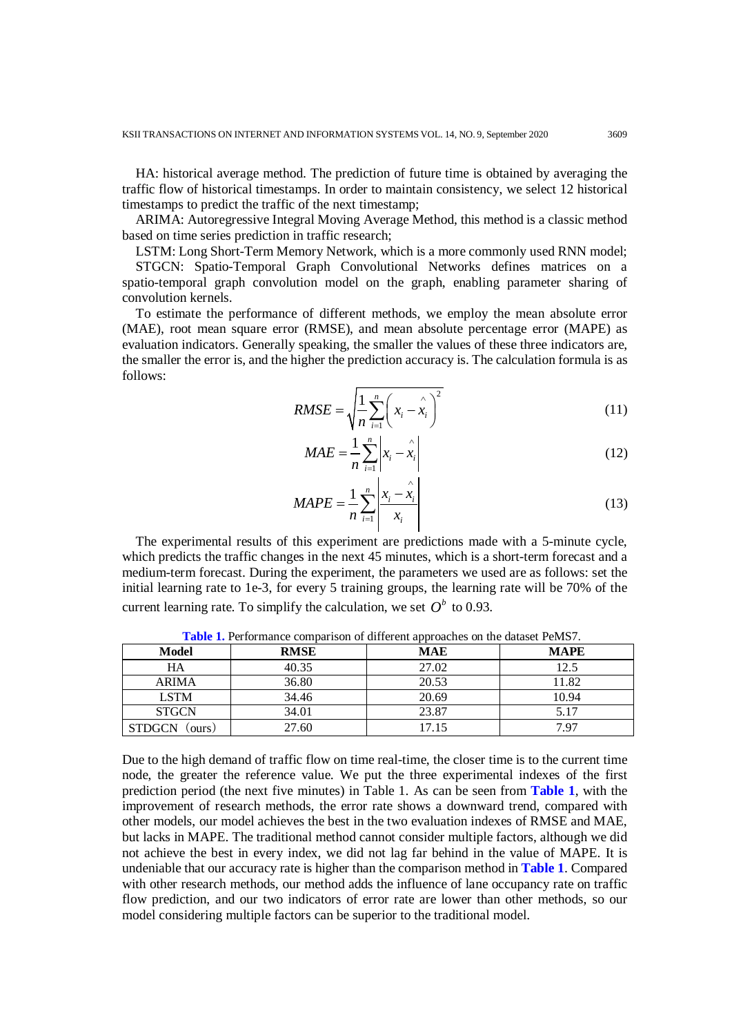HA: historical average method. The prediction of future time is obtained by averaging the traffic flow of historical timestamps. In order to maintain consistency, we select 12 historical timestamps to predict the traffic of the next timestamp;

ARIMA: Autoregressive Integral Moving Average Method, this method is a classic method based on time series prediction in traffic research;

LSTM: Long Short-Term Memory Network, which is a more commonly used RNN model;

STGCN: Spatio-Temporal Graph Convolutional Networks defines matrices on a spatio-temporal graph convolution model on the graph, enabling parameter sharing of convolution kernels.

To estimate the performance of different methods, we employ the mean absolute error (MAE), root mean square error (RMSE), and mean absolute percentage error (MAPE) as evaluation indicators. Generally speaking, the smaller the values of these three indicators are, the smaller the error is, and the higher the prediction accuracy is. The calculation formula is as follows:

$$RMSE = \sqrt{\frac{1}{n}\sum_{i=1}^{n}\left(x_i - \hat{x}_i\right)^2} \tag{11}$$

$$MAE = \frac{1}{n}\sum_{i=1}^{n}\left|x_i - \hat{x}_i\right| \tag{12}$$

$$MAPE = \frac{1}{n}\sum_{i=1}^{n}\left|\frac{x_i - \hat{x}_i}{x_i}\right| \tag{13}$$

The experimental results of this experiment are predictions made with a 5-minute cycle, which predicts the traffic changes in the next 45 minutes, which is a short-term forecast and a medium-term forecast. During the experiment, the parameters we used are as follows: set the initial learning rate to 1e-3, for every 5 training groups, the learning rate will be 70% of the current learning rate. To simplify the calculation, we set $O^b$ to 0.93.

**Table 1.** Performance comparison of different approaches on the dataset PeMS7.

| Model | RMSE | MAE | MAPE |
|---|---|---|---|
| HA | 40.35 | 27.02 | 12.5 |
| ARIMA | 36.80 | 20.53 | 11.82 |
| LSTM | 34.46 | 20.69 | 10.94 |
| STGCN | 34.01 | 23.87 | 5.17 |
| STDGCN（ours） | 27.60 | 17.15 | 7.97 |

Due to the high demand of traffic flow on time real-time, the closer time is to the current time node, the greater the reference value. We put the three experimental indexes of the first prediction period (the next five minutes) in Table 1. As can be seen from **Table 1**, with the improvement of research methods, the error rate shows a downward trend, compared with other models, our model achieves the best in the two evaluation indexes of RMSE and MAE, but lacks in MAPE. The traditional method cannot consider multiple factors, although we did not achieve the best in every index, we did not lag far behind in the value of MAPE. It is undeniable that our accuracy rate is higher than the comparison method in **Table 1**. Compared with other research methods, our method adds the influence of lane occupancy rate on traffic flow prediction, and our two indicators of error rate are lower than other methods, so our model considering multiple factors can be superior to the traditional model.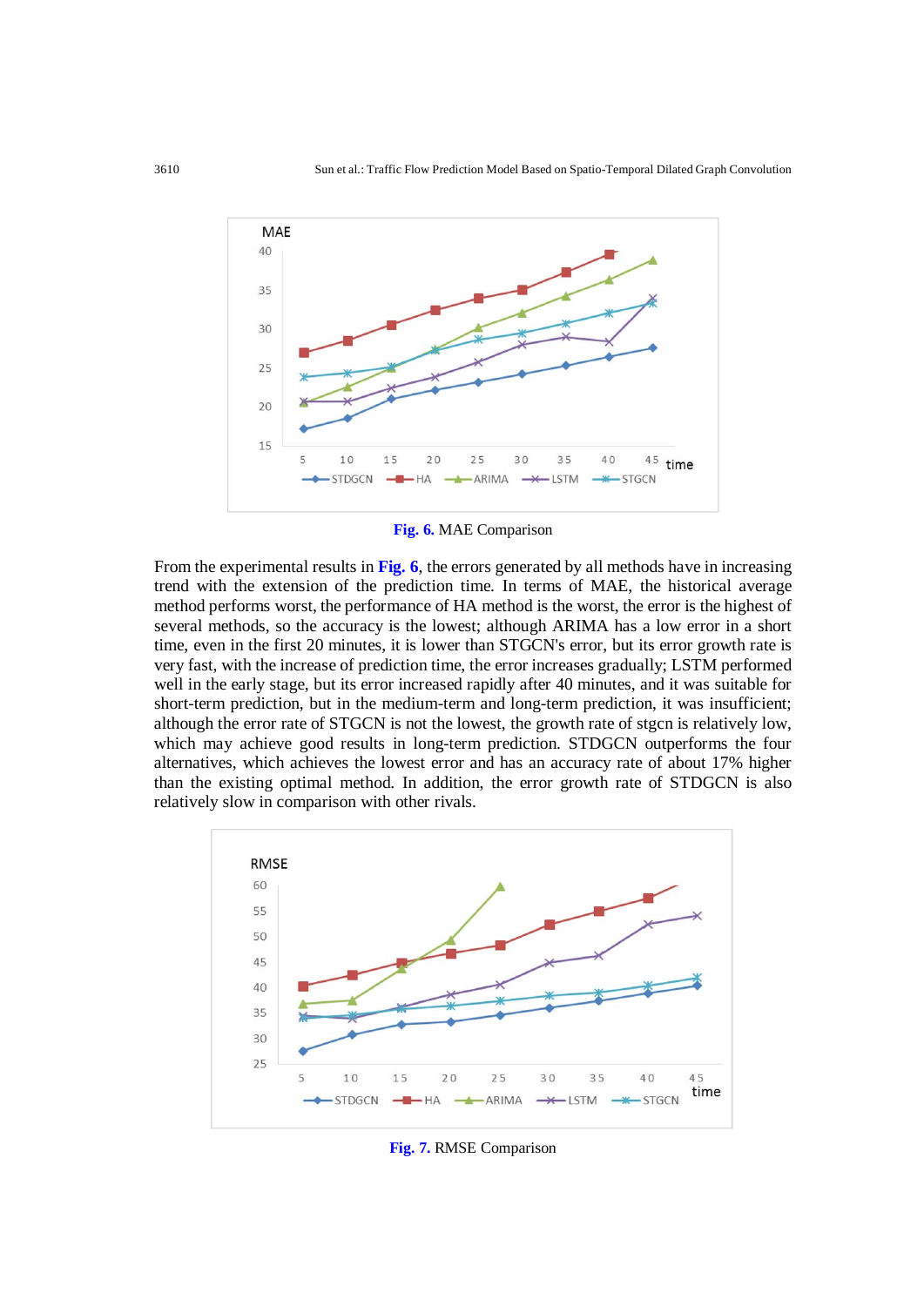Fig. 6. MAE Comparison

From the experimental results in Fig. 6, the errors generated by all methods have in increasing trend with the extension of the prediction time. In terms of MAE, the historical average method performs worst, the performance of HA method is the worst, the error is the highest of several methods, so the accuracy is the lowest; although ARIMA has a low error in a short time, even in the first 20 minutes, it is lower than STGCN's error, but its error growth rate is very fast, with the increase of prediction time, the error increases gradually; LSTM performed well in the early stage, but its error increased rapidly after 40 minutes, and it was suitable for short-term prediction, but in the medium-term and long-term prediction, it was insufficient; although the error rate of STGCN is not the lowest, the growth rate of stgcn is relatively low, which may achieve good results in long-term prediction. STDGCN outperforms the four alternatives, which achieves the lowest error and has an accuracy rate of about 17% higher than the existing optimal method. In addition, the error growth rate of STDGCN is also relatively slow in comparison with other rivals.

Fig. 7. RMSE Comparison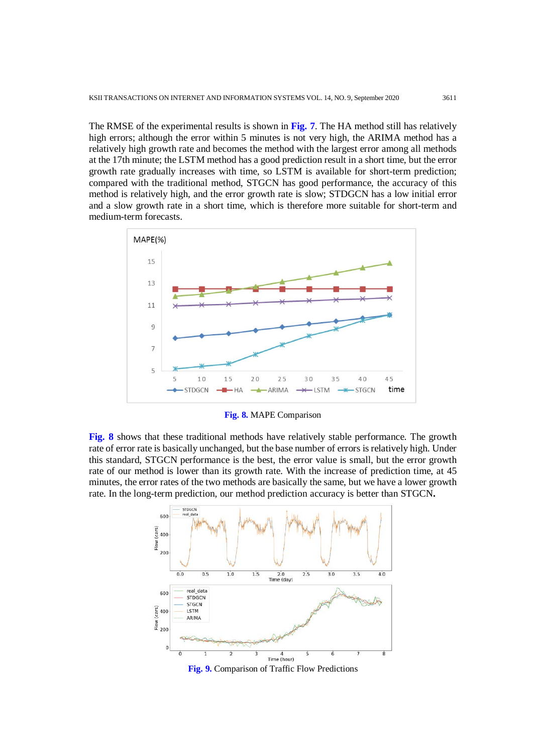The RMSE of the experimental results is shown in **Fig. 7**. The HA method still has relatively high errors; although the error within 5 minutes is not very high, the ARIMA method has a relatively high growth rate and becomes the method with the largest error among all methods at the 17th minute; the LSTM method has a good prediction result in a short time, but the error growth rate gradually increases with time, so LSTM is available for short-term prediction; compared with the traditional method, STGCN has good performance, the accuracy of this method is relatively high, and the error growth rate is slow; STDGCN has a low initial error and a slow growth rate in a short time, which is therefore more suitable for short-term and medium-term forecasts.

**Fig. 8.** MAPE Comparison

**Fig. 8** shows that these traditional methods have relatively stable performance. The growth rate of error rate is basically unchanged, but the base number of errors is relatively high. Under this standard, STGCN performance is the best, the error value is small, but the error growth rate of our method is lower than its growth rate. With the increase of prediction time, at 45 minutes, the error rates of the two methods are basically the same, but we have a lower growth rate. In the long-term prediction, our method prediction accuracy is better than STGCN**.**

**Fig. 9.** Comparison of Traffic Flow Predictions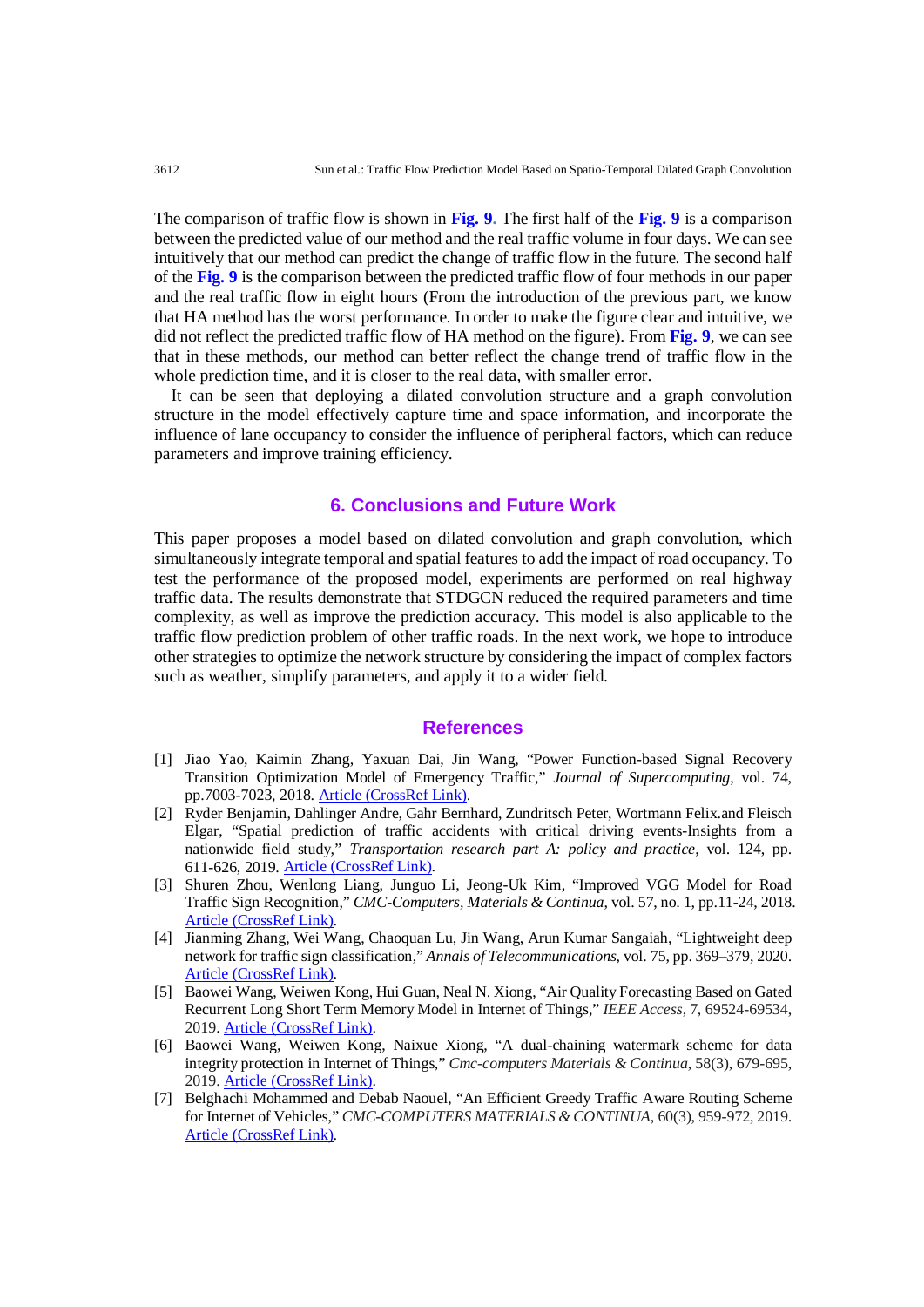The comparison of traffic flow is shown in **Fig. 9**. The first half of the **Fig. 9** is a comparison between the predicted value of our method and the real traffic volume in four days. We can see intuitively that our method can predict the change of traffic flow in the future. The second half of the **Fig. 9** is the comparison between the predicted traffic flow of four methods in our paper and the real traffic flow in eight hours (From the introduction of the previous part, we know that HA method has the worst performance. In order to make the figure clear and intuitive, we did not reflect the predicted traffic flow of HA method on the figure). From **Fig. 9**, we can see that in these methods, our method can better reflect the change trend of traffic flow in the whole prediction time, and it is closer to the real data, with smaller error.

It can be seen that deploying a dilated convolution structure and a graph convolution structure in the model effectively capture time and space information, and incorporate the influence of lane occupancy to consider the influence of peripheral factors, which can reduce parameters and improve training efficiency.

## 6. Conclusions and Future Work

This paper proposes a model based on dilated convolution and graph convolution, which simultaneously integrate temporal and spatial features to add the impact of road occupancy. To test the performance of the proposed model, experiments are performed on real highway traffic data. The results demonstrate that STDGCN reduced the required parameters and time complexity, as well as improve the prediction accuracy. This model is also applicable to the traffic flow prediction problem of other traffic roads. In the next work, we hope to introduce other strategies to optimize the network structure by considering the impact of complex factors such as weather, simplify parameters, and apply it to a wider field.

## References

[1] Jiao Yao, Kaimin Zhang, Yaxuan Dai, Jin Wang, "Power Function-based Signal Recovery Transition Optimization Model of Emergency Traffic," *Journal of Supercomputing*, vol. 74, pp.7003-7023, 2018. Article (CrossRef Link).

[2] Ryder Benjamin, Dahlinger Andre, Gahr Bernhard, Zundritsch Peter, Wortmann Felix.and Fleisch Elgar, "Spatial prediction of traffic accidents with critical driving events-Insights from a nationwide field study," *Transportation research part A: policy and practice*, vol. 124, pp. 611-626, 2019. Article (CrossRef Link).

[3] Shuren Zhou, Wenlong Liang, Junguo Li, Jeong-Uk Kim, "Improved VGG Model for Road Traffic Sign Recognition," *CMC-Computers, Materials & Continua*, vol. 57, no. 1, pp.11-24, 2018. Article (CrossRef Link).

[4] Jianming Zhang, Wei Wang, Chaoquan Lu, Jin Wang, Arun Kumar Sangaiah, "Lightweight deep network for traffic sign classification," *Annals of Telecommunications*, vol. 75, pp. 369–379, 2020. Article (CrossRef Link).

[5] Baowei Wang, Weiwen Kong, Hui Guan, Neal N. Xiong, "Air Quality Forecasting Based on Gated Recurrent Long Short Term Memory Model in Internet of Things," *IEEE Access*, 7, 69524-69534, 2019. Article (CrossRef Link).

[6] Baowei Wang, Weiwen Kong, Naixue Xiong, "A dual-chaining watermark scheme for data integrity protection in Internet of Things," *Cmc-computers Materials & Continua*, 58(3), 679-695, 2019. Article (CrossRef Link).

[7] Belghachi Mohammed and Debab Naouel, "An Efficient Greedy Traffic Aware Routing Scheme for Internet of Vehicles," *CMC-COMPUTERS MATERIALS & CONTINUA*, 60(3), 959-972, 2019. Article (CrossRef Link).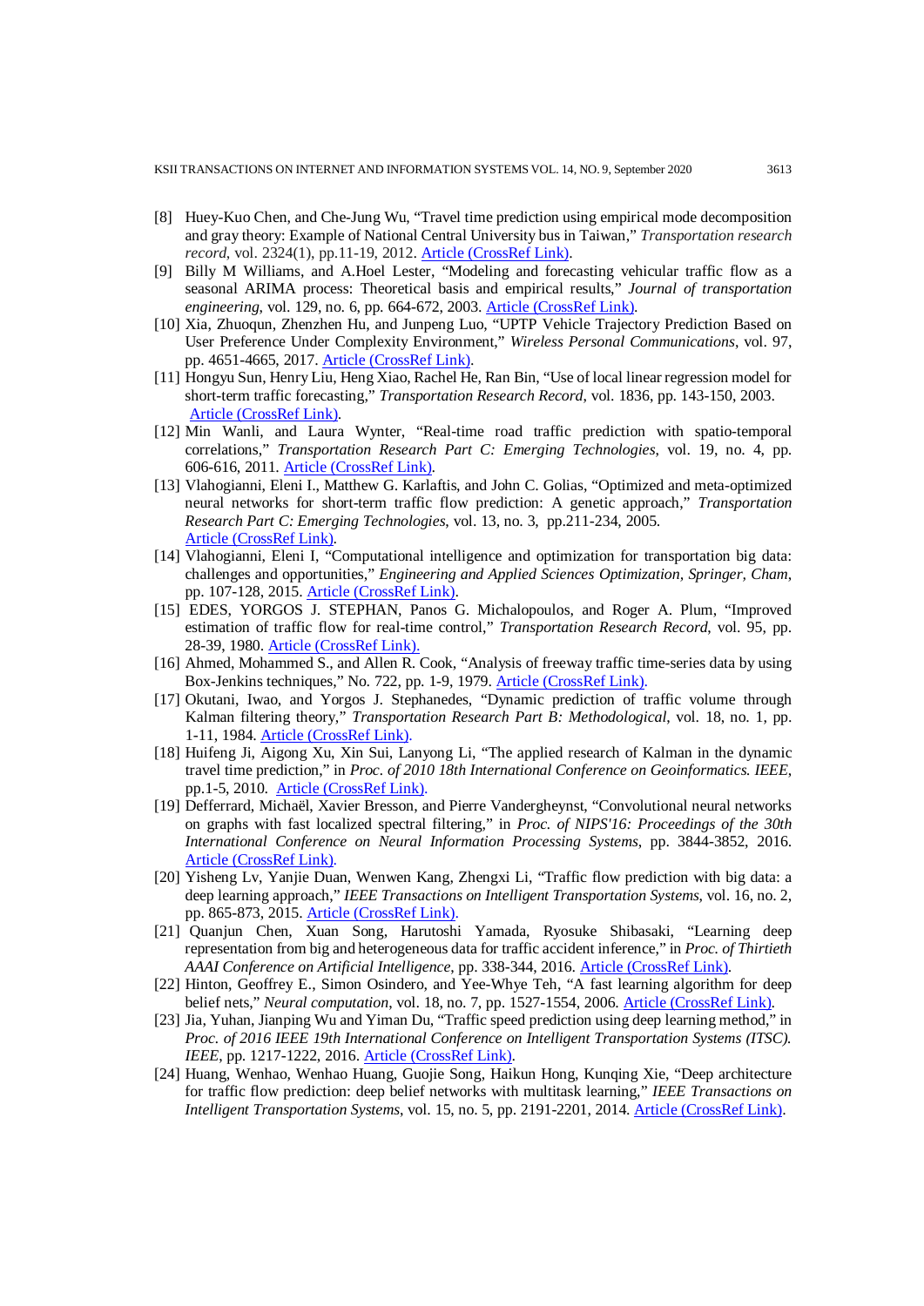[8] Huey-Kuo Chen, and Che-Jung Wu, "Travel time prediction using empirical mode decomposition and gray theory: Example of National Central University bus in Taiwan," *Transportation research record*, vol. 2324(1), pp.11-19, 2012. Article (CrossRef Link).

[9] Billy M Williams, and A.Hoel Lester, "Modeling and forecasting vehicular traffic flow as a seasonal ARIMA process: Theoretical basis and empirical results," *Journal of transportation engineering*, vol. 129, no. 6, pp. 664-672, 2003. Article (CrossRef Link).

[10] Xia, Zhuoqun, Zhenzhen Hu, and Junpeng Luo, "UPTP Vehicle Trajectory Prediction Based on User Preference Under Complexity Environment," *Wireless Personal Communications*, vol. 97, pp. 4651-4665, 2017. Article (CrossRef Link).

[11] Hongyu Sun, Henry Liu, Heng Xiao, Rachel He, Ran Bin, "Use of local linear regression model for short-term traffic forecasting," *Transportation Research Record*, vol. 1836, pp. 143-150, 2003. Article (CrossRef Link).

[12] Min Wanli, and Laura Wynter, "Real-time road traffic prediction with spatio-temporal correlations," *Transportation Research Part C: Emerging Technologies*, vol. 19, no. 4, pp. 606-616, 2011. Article (CrossRef Link).

[13] Vlahogianni, Eleni I., Matthew G. Karlaftis, and John C. Golias, "Optimized and meta-optimized neural networks for short-term traffic flow prediction: A genetic approach," *Transportation Research Part C: Emerging Technologies*, vol. 13, no. 3, pp.211-234, 2005. Article (CrossRef Link).

[14] Vlahogianni, Eleni I, "Computational intelligence and optimization for transportation big data: challenges and opportunities," *Engineering and Applied Sciences Optimization, Springer, Cham*, pp. 107-128, 2015. Article (CrossRef Link).

[15] EDES, YORGOS J. STEPHAN, Panos G. Michalopoulos, and Roger A. Plum, "Improved estimation of traffic flow for real-time control," *Transportation Research Record*, vol. 95, pp. 28-39, 1980. Article (CrossRef Link).

[16] Ahmed, Mohammed S., and Allen R. Cook, "Analysis of freeway traffic time-series data by using Box-Jenkins techniques," No. 722, pp. 1-9, 1979. Article (CrossRef Link).

[17] Okutani, Iwao, and Yorgos J. Stephanedes, "Dynamic prediction of traffic volume through Kalman filtering theory," *Transportation Research Part B: Methodological*, vol. 18, no. 1, pp. 1-11, 1984. Article (CrossRef Link).

[18] Huifeng Ji, Aigong Xu, Xin Sui, Lanyong Li, "The applied research of Kalman in the dynamic travel time prediction," in *Proc. of 2010 18th International Conference on Geoinformatics. IEEE*, pp.1-5, 2010. Article (CrossRef Link).

[19] Defferrard, Michaël, Xavier Bresson, and Pierre Vandergheynst, "Convolutional neural networks on graphs with fast localized spectral filtering," in *Proc. of NIPS'16: Proceedings of the 30th International Conference on Neural Information Processing Systems*, pp. 3844-3852, 2016. Article (CrossRef Link).

[20] Yisheng Lv, Yanjie Duan, Wenwen Kang, Zhengxi Li, "Traffic flow prediction with big data: a deep learning approach," *IEEE Transactions on Intelligent Transportation Systems*, vol. 16, no. 2, pp. 865-873, 2015. Article (CrossRef Link).

[21] Quanjun Chen, Xuan Song, Harutoshi Yamada, Ryosuke Shibasaki, "Learning deep representation from big and heterogeneous data for traffic accident inference," in *Proc. of Thirtieth AAAI Conference on Artificial Intelligence*, pp. 338-344, 2016. Article (CrossRef Link).

[22] Hinton, Geoffrey E., Simon Osindero, and Yee-Whye Teh, "A fast learning algorithm for deep belief nets," *Neural computation*, vol. 18, no. 7, pp. 1527-1554, 2006. Article (CrossRef Link).

[23] Jia, Yuhan, Jianping Wu and Yiman Du, "Traffic speed prediction using deep learning method," in *Proc. of 2016 IEEE 19th International Conference on Intelligent Transportation Systems (ITSC). IEEE*, pp. 1217-1222, 2016. Article (CrossRef Link).

[24] Huang, Wenhao, Wenhao Huang, Guojie Song, Haikun Hong, Kunqing Xie, "Deep architecture for traffic flow prediction: deep belief networks with multitask learning," *IEEE Transactions on Intelligent Transportation Systems*, vol. 15, no. 5, pp. 2191-2201, 2014. Article (CrossRef Link).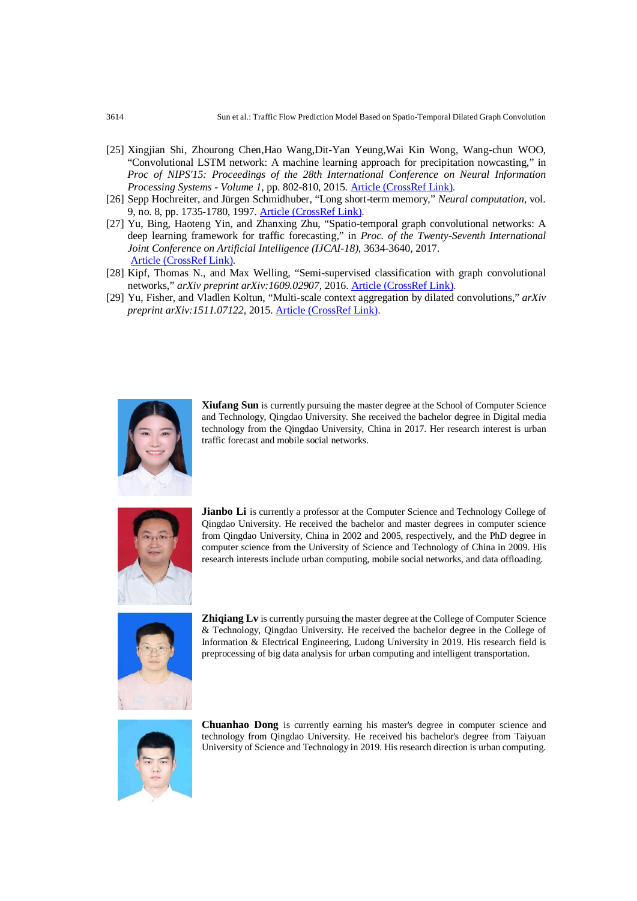[25] Xingjian Shi, Zhourong Chen,Hao Wang,Dit-Yan Yeung,Wai Kin Wong, Wang-chun WOO, "Convolutional LSTM network: A machine learning approach for precipitation nowcasting," in *Proc of NIPS'15: Proceedings of the 28th International Conference on Neural Information Processing Systems - Volume 1*, pp. 802-810, 2015. Article (CrossRef Link).

[26] Sepp Hochreiter, and Jürgen Schmidhuber, "Long short-term memory," *Neural computation*, vol. 9, no. 8, pp. 1735-1780, 1997. Article (CrossRef Link).

[27] Yu, Bing, Haoteng Yin, and Zhanxing Zhu, "Spatio-temporal graph convolutional networks: A deep learning framework for traffic forecasting," in *Proc. of the Twenty-Seventh International Joint Conference on Artificial Intelligence (IJCAI-18)*, 3634-3640, 2017. Article (CrossRef Link).

[28] Kipf, Thomas N., and Max Welling, "Semi-supervised classification with graph convolutional networks," *arXiv preprint arXiv:1609.02907*, 2016. Article (CrossRef Link).

[29] Yu, Fisher, and Vladlen Koltun, "Multi-scale context aggregation by dilated convolutions," *arXiv preprint arXiv:1511.07122*, 2015. Article (CrossRef Link).

**Xiufang Sun** is currently pursuing the master degree at the School of Computer Science and Technology, Qingdao University. She received the bachelor degree in Digital media technology from the Qingdao University, China in 2017. Her research interest is urban traffic forecast and mobile social networks.

**Jianbo Li** is currently a professor at the Computer Science and Technology College of Qingdao University. He received the bachelor and master degrees in computer science from Qingdao University, China in 2002 and 2005, respectively, and the PhD degree in computer science from the University of Science and Technology of China in 2009. His research interests include urban computing, mobile social networks, and data offloading.

**Zhiqiang Lv** is currently pursuing the master degree at the College of Computer Science & Technology, Qingdao University. He received the bachelor degree in the College of Information & Electrical Engineering, Ludong University in 2019. His research field is preprocessing of big data analysis for urban computing and intelligent transportation.

**Chuanhao Dong** is currently earning his master's degree in computer science and technology from Qingdao University. He received his bachelor's degree from Taiyuan University of Science and Technology in 2019. His research direction is urban computing.